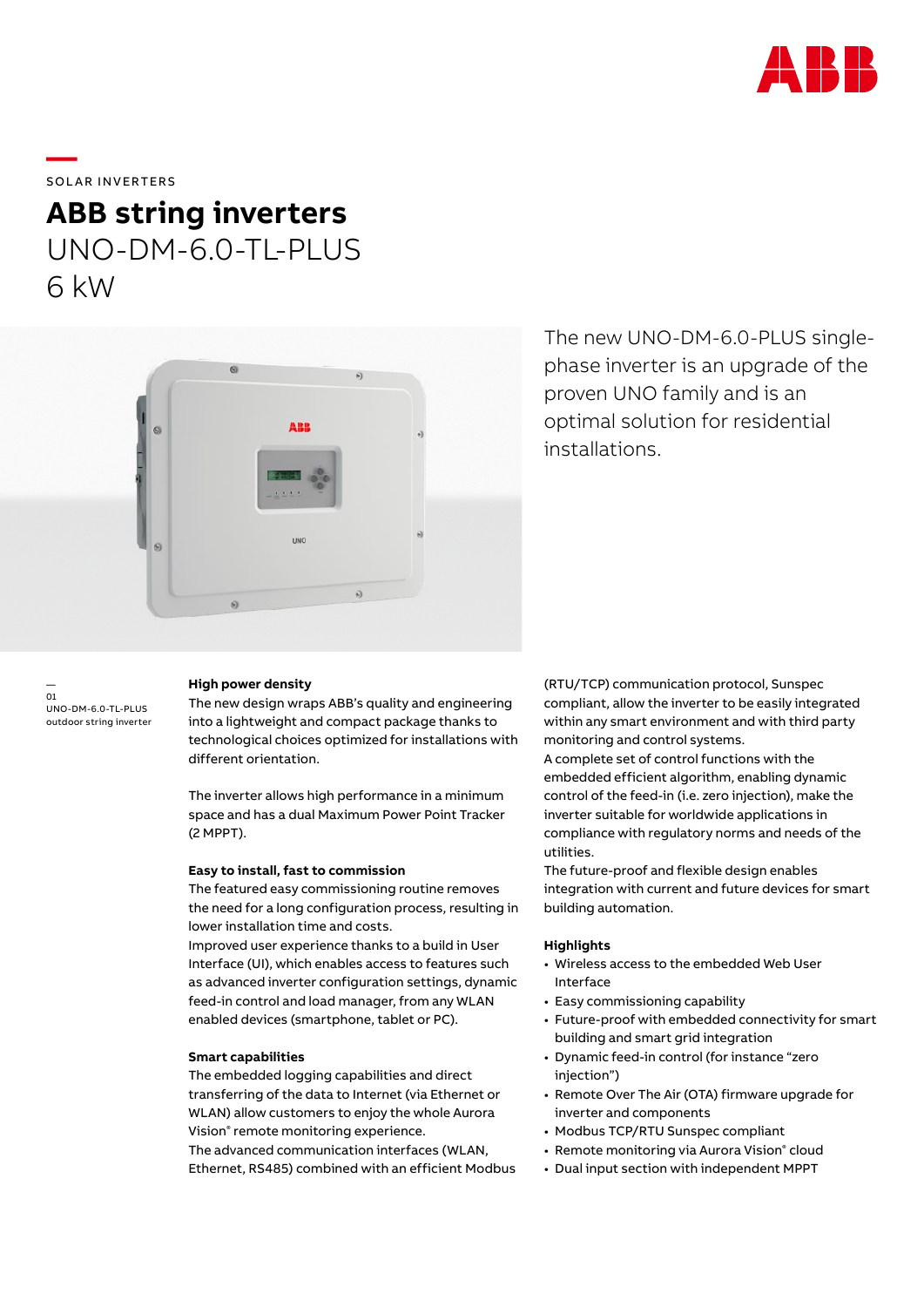SOLAR INVERTERS

# ABB string inverters
## UNO-DM-6.0-TL-PLUS
## 6 kW

The new UNO-DM-6.0-PLUS single-phase inverter is an upgrade of the proven UNO family and is an optimal solution for residential installations.

—
01
UNO-DM-6.0-TL-PLUS outdoor string inverter

**High power density**
The new design wraps ABB's quality and engineering into a lightweight and compact package thanks to technological choices optimized for installations with different orientation.

The inverter allows high performance in a minimum space and has a dual Maximum Power Point Tracker (2 MPPT).

**Easy to install, fast to commission**
The featured easy commissioning routine removes the need for a long configuration process, resulting in lower installation time and costs.
Improved user experience thanks to a build in User Interface (UI), which enables access to features such as advanced inverter configuration settings, dynamic feed-in control and load manager, from any WLAN enabled devices (smartphone, tablet or PC).

**Smart capabilities**
The embedded logging capabilities and direct transferring of the data to Internet (via Ethernet or WLAN) allow customers to enjoy the whole Aurora Vision® remote monitoring experience.
The advanced communication interfaces (WLAN, Ethernet, RS485) combined with an efficient Modbus (RTU/TCP) communication protocol, Sunspec compliant, allow the inverter to be easily integrated within any smart environment and with third party monitoring and control systems.
A complete set of control functions with the embedded efficient algorithm, enabling dynamic control of the feed-in (i.e. zero injection), make the inverter suitable for worldwide applications in compliance with regulatory norms and needs of the utilities.
The future-proof and flexible design enables integration with current and future devices for smart building automation.

**Highlights**
- Wireless access to the embedded Web User Interface
- Easy commissioning capability
- Future-proof with embedded connectivity for smart building and smart grid integration
- Dynamic feed-in control (for instance "zero injection")
- Remote Over The Air (OTA) firmware upgrade for inverter and components
- Modbus TCP/RTU Sunspec compliant
- Remote monitoring via Aurora Vision® cloud
- Dual input section with independent MPPT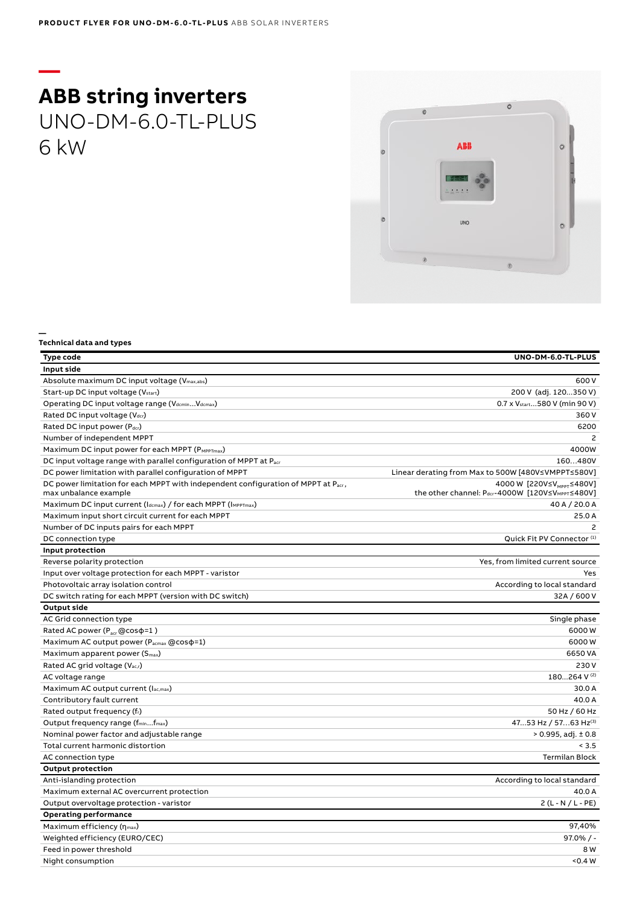# ABB string inverters

UNO-DM-6.0-TL-PLUS
6 kW

**Technical data and types**

| Type code | UNO-DM-6.0-TL-PLUS |
|---|---|
| **Input side** | |
| Absolute maximum DC input voltage ($V_{max,abs}$) | 600 V |
| Start-up DC input voltage ($V_{start}$) | 200 V (adj. 120...350 V) |
| Operating DC input voltage range ($V_{dcmin}$...$V_{dcmax}$) | 0.7 x $V_{start}$...580 V (min 90 V) |
| Rated DC input voltage ($V_{dcr}$) | 360 V |
| Rated DC input power ($P_{dcr}$) | 6200 |
| Number of independent MPPT | 2 |
| Maximum DC input power for each MPPT ($P_{MPPTmax}$) | 4000W |
| DC input voltage range with parallel configuration of MPPT at $P_{acr}$ | 160...480V |
| DC power limitation with parallel configuration of MPPT | Linear derating from Max to 500W [480V≤VMPPT≤580V] |
| DC power limitation for each MPPT with independent configuration of MPPT at $P_{acr}$, max unbalance example | 4000 W [220V≤$V_{MPPT}$≤480V] the other channel: $P_{dcr}$-4000W [120V≤$V_{MPPT}$≤480V] |
| Maximum DC input current ($I_{dcmax}$) / for each MPPT ($I_{MPPTmax}$) | 40 A / 20.0 A |
| Maximum input short circuit current for each MPPT | 25.0 A |
| Number of DC inputs pairs for each MPPT | 2 |
| DC connection type | Quick Fit PV Connector [(1)] |
| **Input protection** | |
| Reverse polarity protection | Yes, from limited current source |
| Input over voltage protection for each MPPT - varistor | Yes |
| Photovoltaic array isolation control | According to local standard |
| DC switch rating for each MPPT (version with DC switch) | 32A / 600 V |
| **Output side** | |
| AC Grid connection type | Single phase |
| Rated AC power ($P_{acr}$ @cosφ=1 ) | 6000 W |
| Maximum AC output power ($P_{acmax}$ @cosφ=1) | 6000 W |
| Maximum apparent power ($S_{max}$) | 6650 VA |
| Rated AC grid voltage ($V_{ac,r}$) | 230 V |
| AC voltage range | 180...264 V [(2)] |
| Maximum AC output current ($I_{ac,max}$) | 30.0 A |
| Contributory fault current | 40.0 A |
| Rated output frequency ($f_r$) | 50 Hz / 60 Hz |
| Output frequency range ($f_{min}$...$f_{max}$) | 47...53 Hz / 57...63 Hz[(3)] |
| Nominal power factor and adjustable range | > 0.995, adj. ± 0.8 |
| Total current harmonic distortion | < 3.5 |
| AC connection type | Termilan Block |
| **Output protection** | |
| Anti-islanding protection | According to local standard |
| Maximum external AC overcurrent protection | 40.0 A |
| Output overvoltage protection - varistor | 2 (L - N / L - PE) |
| **Operating performance** | |
| Maximum efficiency ($\eta_{max}$) | 97,40% |
| Weighted efficiency (EURO/CEC) | 97.0% / - |
| Feed in power threshold | 8 W |
| Night consumption | <0.4 W |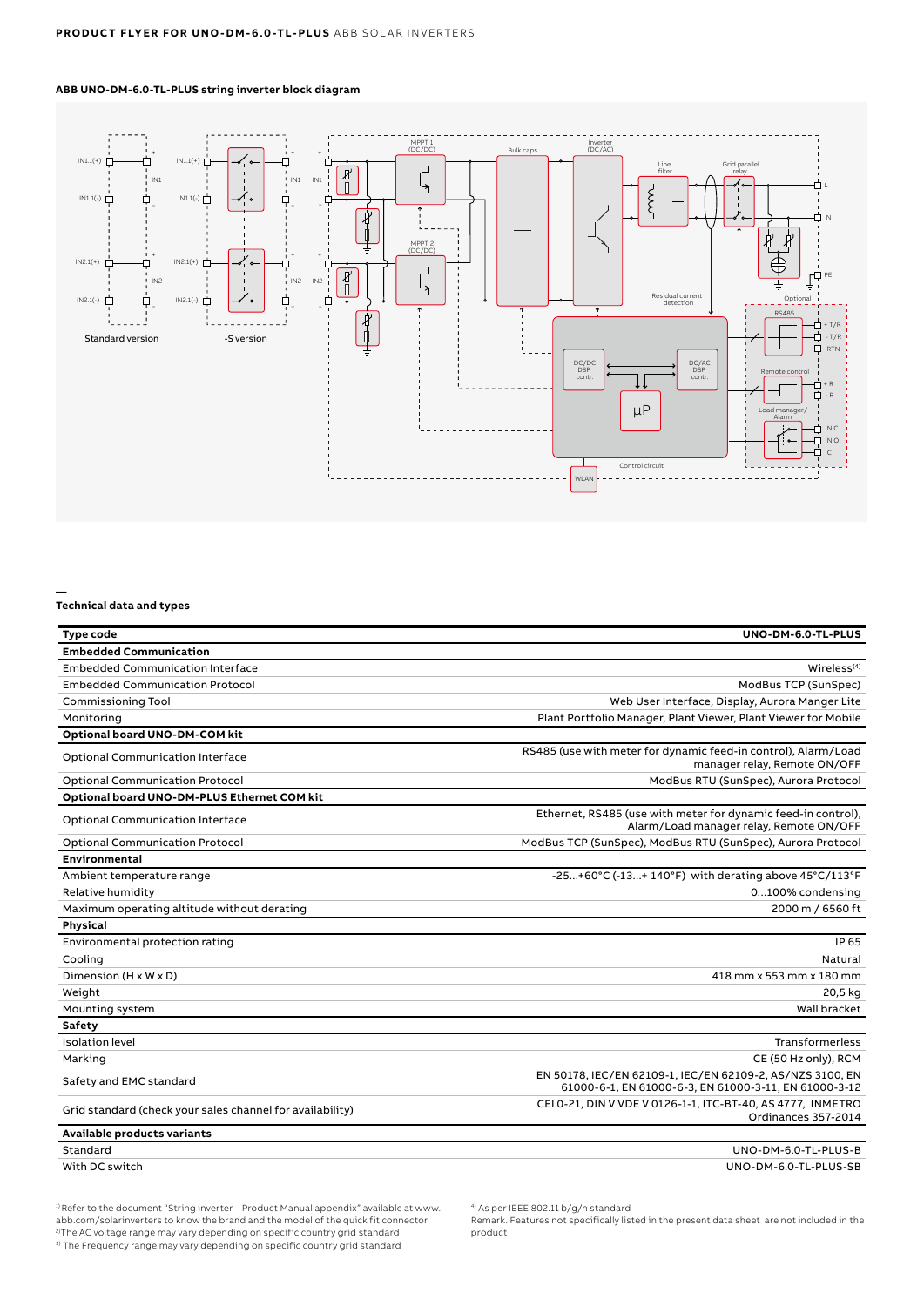**ABB UNO-DM-6.0-TL-PLUS string inverter block diagram**

**Technical data and types**

| Type code | UNO-DM-6.0-TL-PLUS |
|---|---|
| **Embedded Communication** | |
| Embedded Communication Interface | Wireless[4] |
| Embedded Communication Protocol | ModBus TCP (SunSpec) |
| Commissioning Tool | Web User Interface, Display, Aurora Manger Lite |
| Monitoring | Plant Portfolio Manager, Plant Viewer, Plant Viewer for Mobile |
| **Optional board UNO-DM-COM kit** | |
| Optional Communication Interface | RS485 (use with meter for dynamic feed-in control), Alarm/Load manager relay, Remote ON/OFF |
| Optional Communication Protocol | ModBus RTU (SunSpec), Aurora Protocol |
| **Optional board UNO-DM-PLUS Ethernet COM kit** | |
| Optional Communication Interface | Ethernet, RS485 (use with meter for dynamic feed-in control), Alarm/Load manager relay, Remote ON/OFF |
| Optional Communication Protocol | ModBus TCP (SunSpec), ModBus RTU (SunSpec), Aurora Protocol |
| **Environmental** | |
| Ambient temperature range | -25...+60°C (-13...+ 140°F) with derating above 45°C/113°F |
| Relative humidity | 0...100% condensing |
| Maximum operating altitude without derating | 2000 m / 6560 ft |
| **Physical** | |
| Environmental protection rating | IP 65 |
| Cooling | Natural |
| Dimension (H x W x D) | 418 mm x 553 mm x 180 mm |
| Weight | 20,5 kg |
| Mounting system | Wall bracket |
| **Safety** | |
| Isolation level | Transformerless |
| Marking | CE (50 Hz only), RCM |
| Safety and EMC standard | EN 50178, IEC/EN 62109-1, IEC/EN 62109-2, AS/NZS 3100, EN 61000-6-1, EN 61000-6-3, EN 61000-3-11, EN 61000-3-12 |
| Grid standard (check your sales channel for availability) | CEI 0-21, DIN V VDE V 0126-1-1, ITC-BT-40, AS 4777, INMETRO Ordinances 357-2014 |
| **Available products variants** | |
| Standard | UNO-DM-6.0-TL-PLUS-B |
| With DC switch | UNO-DM-6.0-TL-PLUS-SB |

[1] Refer to the document "String inverter – Product Manual appendix" available at www.abb.com/solarinverters to know the brand and the model of the quick fit connector
[2] The AC voltage range may vary depending on specific country grid standard
[3] The Frequency range may vary depending on specific country grid standard
[4] As per IEEE 802.11 b/g/n standard

Remark. Features not specifically listed in the present data sheet are not included in the product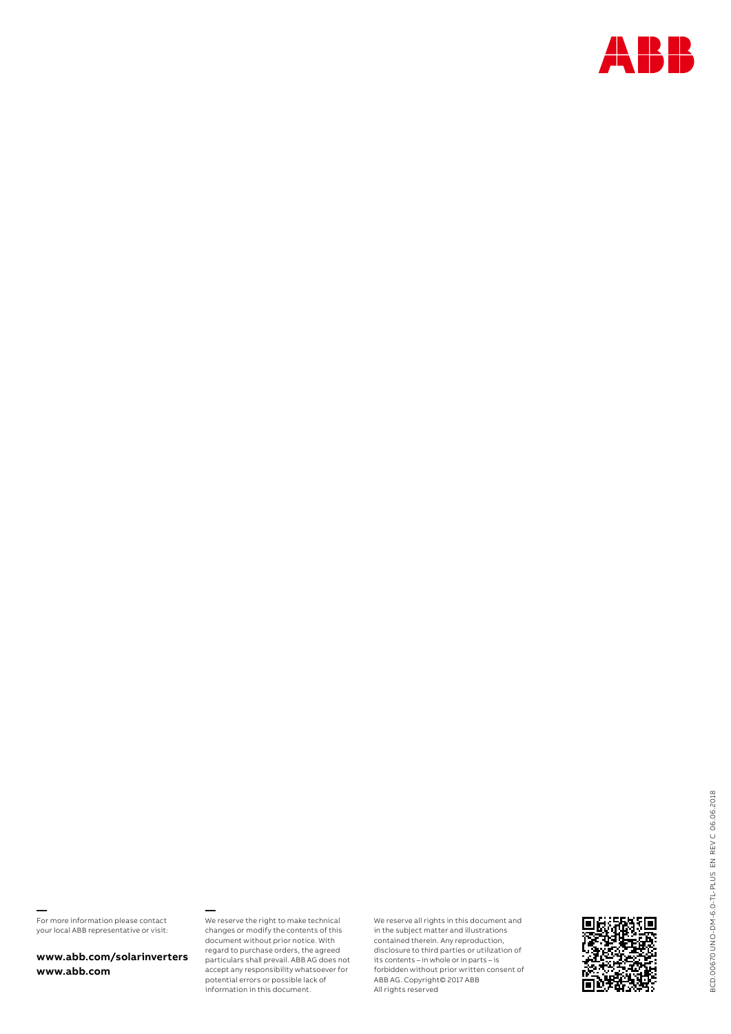For more information please contact your local ABB representative or visit:

**www.abb.com/solarinverters**
**www.abb.com**

We reserve the right to make technical changes or modify the contents of this document without prior notice. With regard to purchase orders, the agreed particulars shall prevail. ABB AG does not accept any responsibility whatsoever for potential errors or possible lack of information in this document.

We reserve all rights in this document and in the subject matter and illustrations contained therein. Any reproduction, disclosure to third parties or utilization of its contents – in whole or in parts – is forbidden without prior written consent of ABB AG. Copyright© 2017 ABB
All rights reserved

BCD.00670 UNO-DM-6.0-TL-PLUS_EN_REV C 06.06.2018